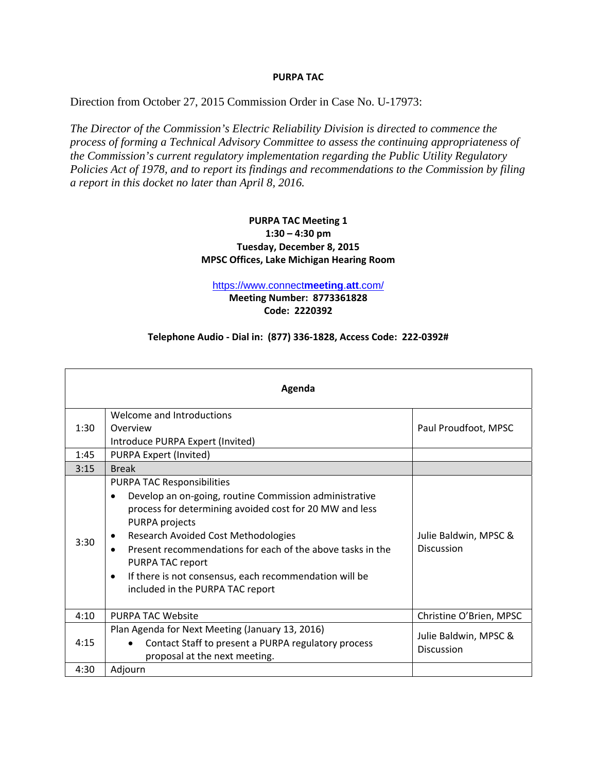# PURPA TAC

Direction from October 27, 2015 Commission Order in Case No. U-17973:

*The Director of the Commission's Electric Reliability Division is directed to commence the process of forming a Technical Advisory Committee to assess the continuing appropriateness of the Commission's current regulatory implementation regarding the Public Utility Regulatory Policies Act of 1978, and to report its findings and recommendations to the Commission by filing a report in this docket no later than April 8, 2016.*

**PURPA TAC Meeting 1**
**1:30 – 4:30 pm**
**Tuesday, December 8, 2015**
**MPSC Offices, Lake Michigan Hearing Room**

https://www.connectmeeting.att.com/
**Meeting Number: 8773361828**
**Code: 2220392**

**Telephone Audio - Dial in: (877) 336-1828, Access Code: 222-0392#**

| Agenda | | |
|---|---|---|
| 1:30 | Welcome and Introductions<br>Overview<br>Introduce PURPA Expert (Invited) | Paul Proudfoot, MPSC |
| 1:45 | PURPA Expert (Invited) | |
| 3:15 | Break | |
| 3:30 | PURPA TAC Responsibilities<br>• Develop an on-going, routine Commission administrative process for determining avoided cost for 20 MW and less PURPA projects<br>• Research Avoided Cost Methodologies<br>• Present recommendations for each of the above tasks in the PURPA TAC report<br>• If there is not consensus, each recommendation will be included in the PURPA TAC report | Julie Baldwin, MPSC & Discussion |
| 4:10 | PURPA TAC Website | Christine O'Brien, MPSC |
| 4:15 | Plan Agenda for Next Meeting (January 13, 2016)<br>• Contact Staff to present a PURPA regulatory process proposal at the next meeting. | Julie Baldwin, MPSC & Discussion |
| 4:30 | Adjourn | |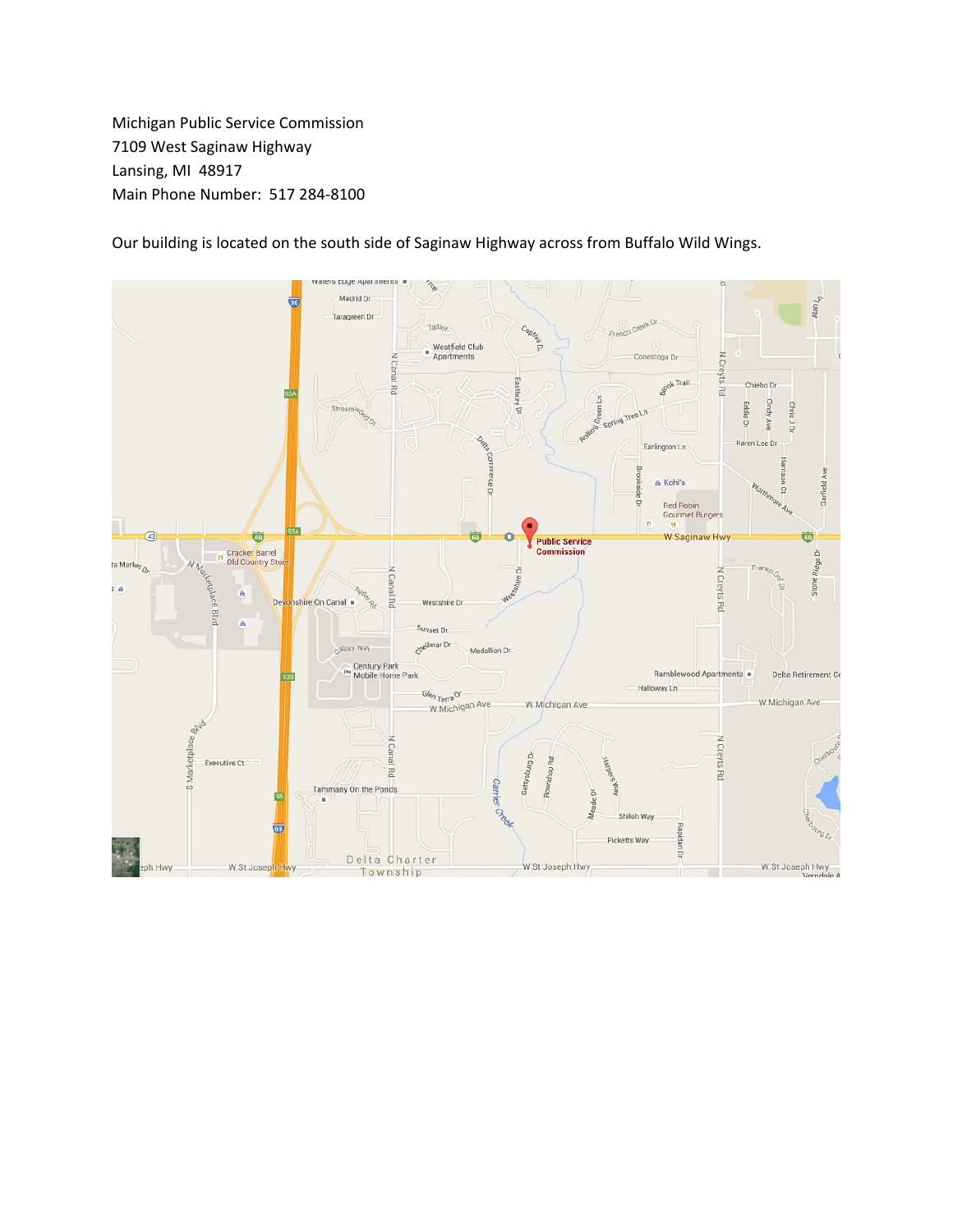Michigan Public Service Commission
7109 West Saginaw Highway
Lansing, MI 48917
Main Phone Number: 517 284-8100

Our building is located on the south side of Saginaw Highway across from Buffalo Wild Wings.